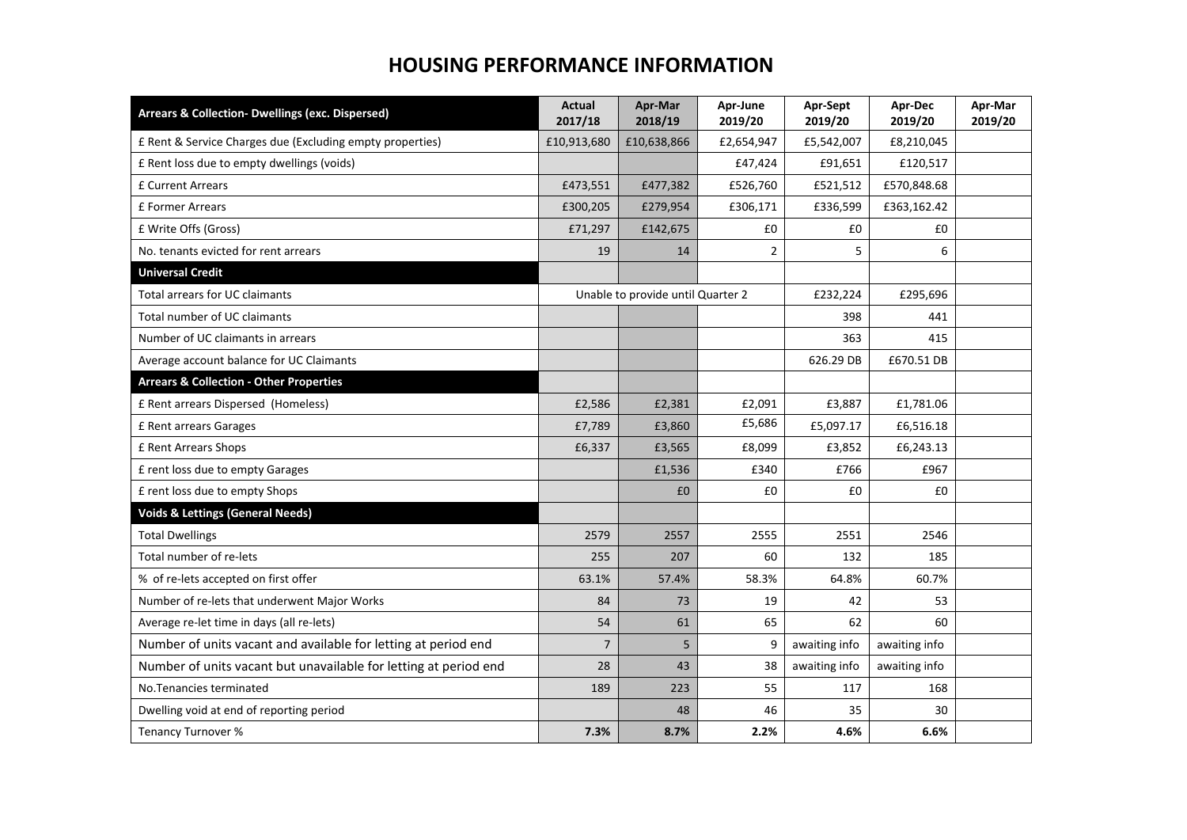# HOUSING PERFORMANCE INFORMATION

| Arrears & Collection- Dwellings (exc. Dispersed) | Actual 2017/18 | Apr-Mar 2018/19 | Apr-June 2019/20 | Apr-Sept 2019/20 | Apr-Dec 2019/20 | Apr-Mar 2019/20 |
|---|---|---|---|---|---|---|
| £ Rent & Service Charges due (Excluding empty properties) | £10,913,680 | £10,638,866 | £2,654,947 | £5,542,007 | £8,210,045 | |
| £ Rent loss due to empty dwellings (voids) | | | £47,424 | £91,651 | £120,517 | |
| £ Current Arrears | £473,551 | £477,382 | £526,760 | £521,512 | £570,848.68 | |
| £ Former Arrears | £300,205 | £279,954 | £306,171 | £336,599 | £363,162.42 | |
| £ Write Offs (Gross) | £71,297 | £142,675 | £0 | £0 | £0 | |
| No. tenants evicted for rent arrears | 19 | 14 | 2 | 5 | 6 | |
| **Universal Credit** | | | | | | |
| Total arrears for UC claimants | Unable to provide until Quarter 2 | | | £232,224 | £295,696 | |
| Total number of UC claimants | | | | 398 | 441 | |
| Number of UC claimants in arrears | | | | 363 | 415 | |
| Average account balance for UC Claimants | | | | 626.29 DB | £670.51 DB | |
| **Arrears & Collection - Other Properties** | | | | | | |
| £ Rent arrears Dispersed (Homeless) | £2,586 | £2,381 | £2,091 | £3,887 | £1,781.06 | |
| £ Rent arrears Garages | £7,789 | £3,860 | £5,686 | £5,097.17 | £6,516.18 | |
| £ Rent Arrears Shops | £6,337 | £3,565 | £8,099 | £3,852 | £6,243.13 | |
| £ rent loss due to empty Garages | | £1,536 | £340 | £766 | £967 | |
| £ rent loss due to empty Shops | | £0 | £0 | £0 | £0 | |
| **Voids & Lettings (General Needs)** | | | | | | |
| Total Dwellings | 2579 | 2557 | 2555 | 2551 | 2546 | |
| Total number of re-lets | 255 | 207 | 60 | 132 | 185 | |
| % of re-lets accepted on first offer | 63.1% | 57.4% | 58.3% | 64.8% | 60.7% | |
| Number of re-lets that underwent Major Works | 84 | 73 | 19 | 42 | 53 | |
| Average re-let time in days (all re-lets) | 54 | 61 | 65 | 62 | 60 | |
| Number of units vacant and available for letting at period end | 7 | 5 | 9 | awaiting info | awaiting info | |
| Number of units vacant but unavailable for letting at period end | 28 | 43 | 38 | awaiting info | awaiting info | |
| No.Tenancies terminated | 189 | 223 | 55 | 117 | 168 | |
| Dwelling void at end of reporting period | | 48 | 46 | 35 | 30 | |
| Tenancy Turnover % | **7.3%** | **8.7%** | **2.2%** | **4.6%** | **6.6%** | |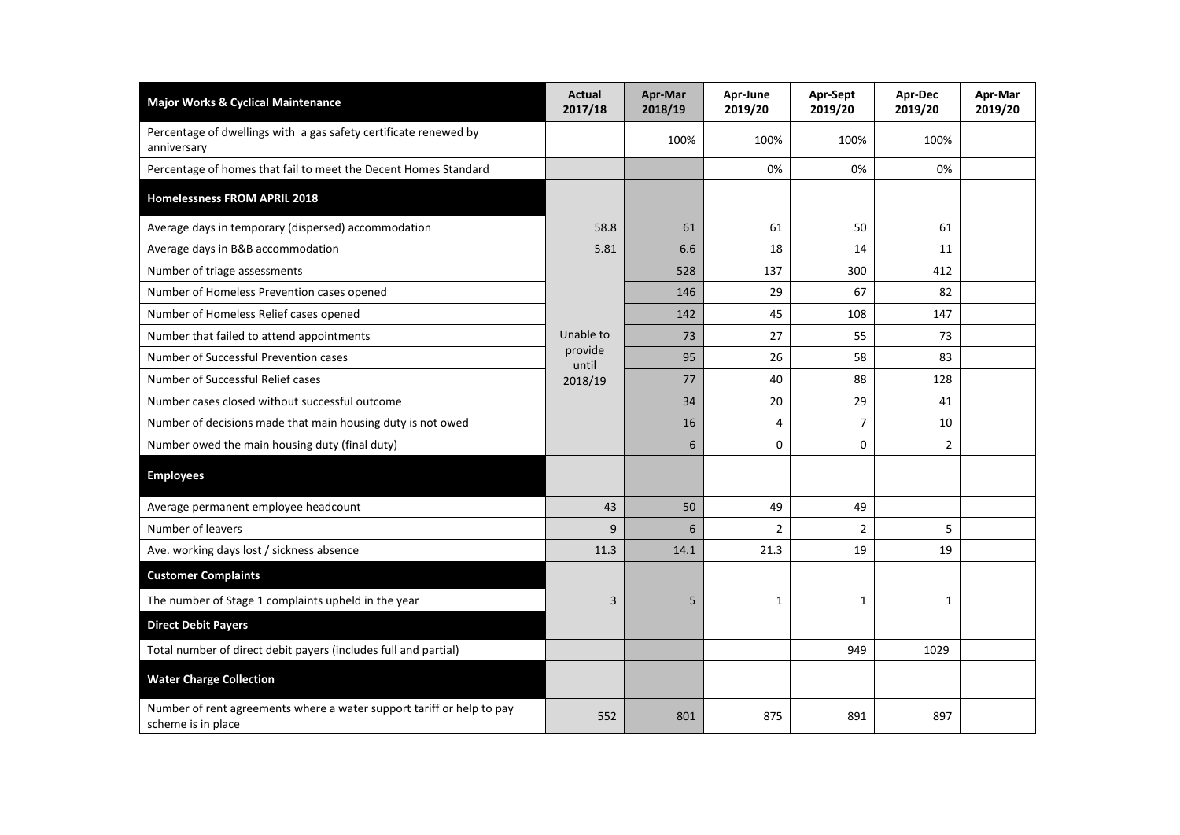| Major Works & Cyclical Maintenance | Actual 2017/18 | Apr-Mar 2018/19 | Apr-June 2019/20 | Apr-Sept 2019/20 | Apr-Dec 2019/20 | Apr-Mar 2019/20 |
|---|---|---|---|---|---|---|
| Percentage of dwellings with a gas safety certificate renewed by anniversary | | 100% | 100% | 100% | 100% | |
| Percentage of homes that fail to meet the Decent Homes Standard | | | 0% | 0% | 0% | |
| **Homelessness FROM APRIL 2018** | | | | | | |
| Average days in temporary (dispersed) accommodation | 58.8 | 61 | 61 | 50 | 61 | |
| Average days in B&B accommodation | 5.81 | 6.6 | 18 | 14 | 11 | |
| Number of triage assessments | Unable to provide until 2018/19 | 528 | 137 | 300 | 412 | |
| Number of Homeless Prevention cases opened | | 146 | 29 | 67 | 82 | |
| Number of Homeless Relief cases opened | | 142 | 45 | 108 | 147 | |
| Number that failed to attend appointments | | 73 | 27 | 55 | 73 | |
| Number of Successful Prevention cases | | 95 | 26 | 58 | 83 | |
| Number of Successful Relief cases | | 77 | 40 | 88 | 128 | |
| Number cases closed without successful outcome | | 34 | 20 | 29 | 41 | |
| Number of decisions made that main housing duty is not owed | | 16 | 4 | 7 | 10 | |
| Number owed the main housing duty (final duty) | | 6 | 0 | 0 | 2 | |
| **Employees** | | | | | | |
| Average permanent employee headcount | 43 | 50 | 49 | 49 | | |
| Number of leavers | 9 | 6 | 2 | 2 | 5 | |
| Ave. working days lost / sickness absence | 11.3 | 14.1 | 21.3 | 19 | 19 | |
| **Customer Complaints** | | | | | | |
| The number of Stage 1 complaints upheld in the year | 3 | 5 | 1 | 1 | 1 | |
| **Direct Debit Payers** | | | | | | |
| Total number of direct debit payers (includes full and partial) | | | | 949 | 1029 | |
| **Water Charge Collection** | | | | | | |
| Number of rent agreements where a water support tariff or help to pay scheme is in place | 552 | 801 | 875 | 891 | 897 | |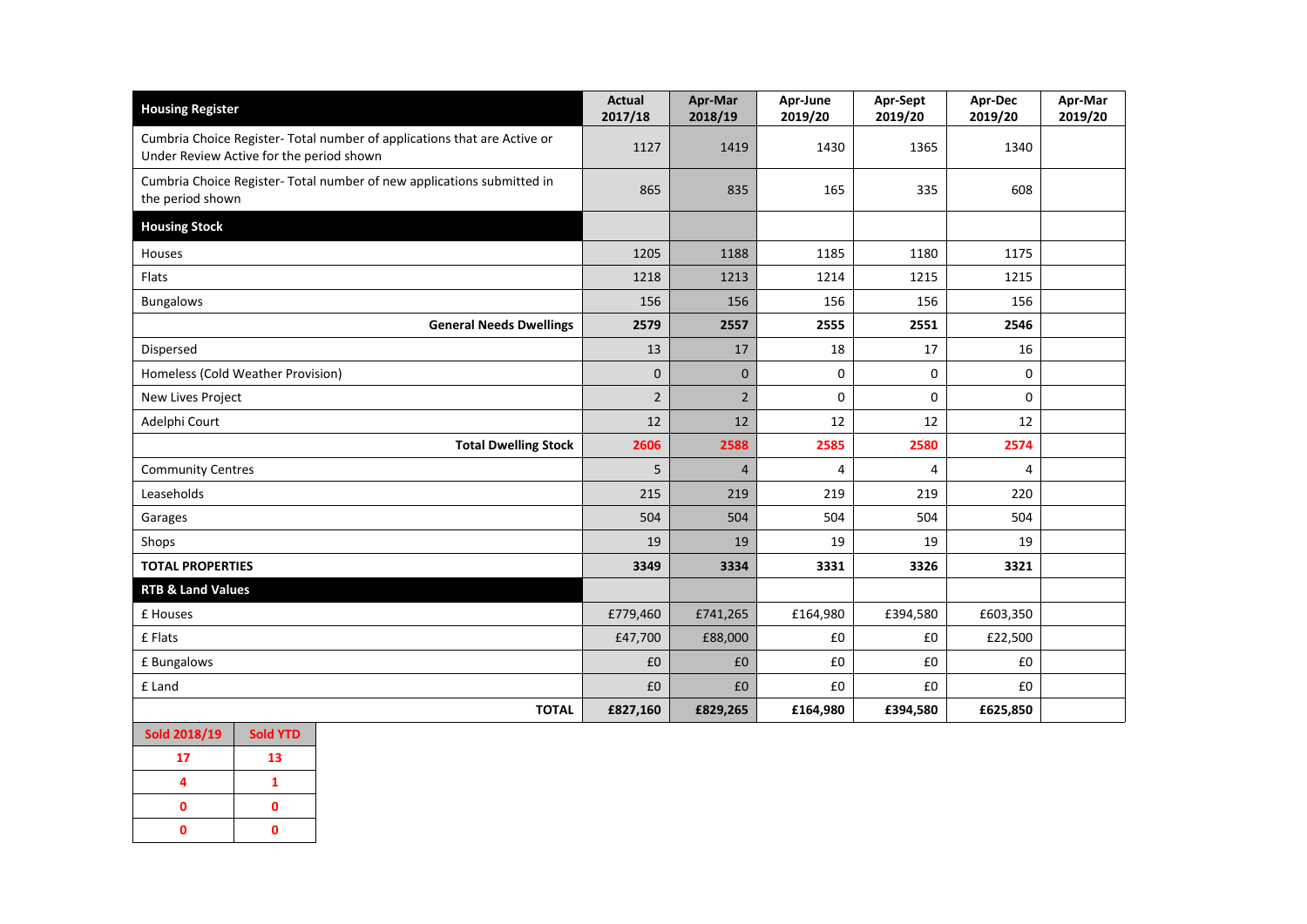| Housing Register | Actual 2017/18 | Apr-Mar 2018/19 | Apr-June 2019/20 | Apr-Sept 2019/20 | Apr-Dec 2019/20 | Apr-Mar 2019/20 |
|---|---|---|---|---|---|---|
| Cumbria Choice Register- Total number of applications that are Active or Under Review Active for the period shown | 1127 | 1419 | 1430 | 1365 | 1340 | |
| Cumbria Choice Register- Total number of new applications submitted in the period shown | 865 | 835 | 165 | 335 | 608 | |
| **Housing Stock** | | | | | | |
| Houses | 1205 | 1188 | 1185 | 1180 | 1175 | |
| Flats | 1218 | 1213 | 1214 | 1215 | 1215 | |
| Bungalows | 156 | 156 | 156 | 156 | 156 | |
| **General Needs Dwellings** | **2579** | **2557** | **2555** | **2551** | **2546** | |
| Dispersed | 13 | 17 | 18 | 17 | 16 | |
| Homeless (Cold Weather Provision) | 0 | 0 | 0 | 0 | 0 | |
| New Lives Project | 2 | 2 | 0 | 0 | 0 | |
| Adelphi Court | 12 | 12 | 12 | 12 | 12 | |
| **Total Dwelling Stock** | **2606** | **2588** | **2585** | **2580** | **2574** | |
| Community Centres | 5 | 4 | 4 | 4 | 4 | |
| Leaseholds | 215 | 219 | 219 | 219 | 220 | |
| Garages | 504 | 504 | 504 | 504 | 504 | |
| Shops | 19 | 19 | 19 | 19 | 19 | |
| **TOTAL PROPERTIES** | **3349** | **3334** | **3331** | **3326** | **3321** | |
| **RTB & Land Values** | | | | | | |
| £ Houses | £779,460 | £741,265 | £164,980 | £394,580 | £603,350 | |
| £ Flats | £47,700 | £88,000 | £0 | £0 | £22,500 | |
| £ Bungalows | £0 | £0 | £0 | £0 | £0 | |
| £ Land | £0 | £0 | £0 | £0 | £0 | |
| **TOTAL** | **£827,160** | **£829,265** | **£164,980** | **£394,580** | **£625,850** | |

| Sold 2018/19 | Sold YTD |
|---|---|
| 17 | 13 |
| 4 | 1 |
| 0 | 0 |
| 0 | 0 |